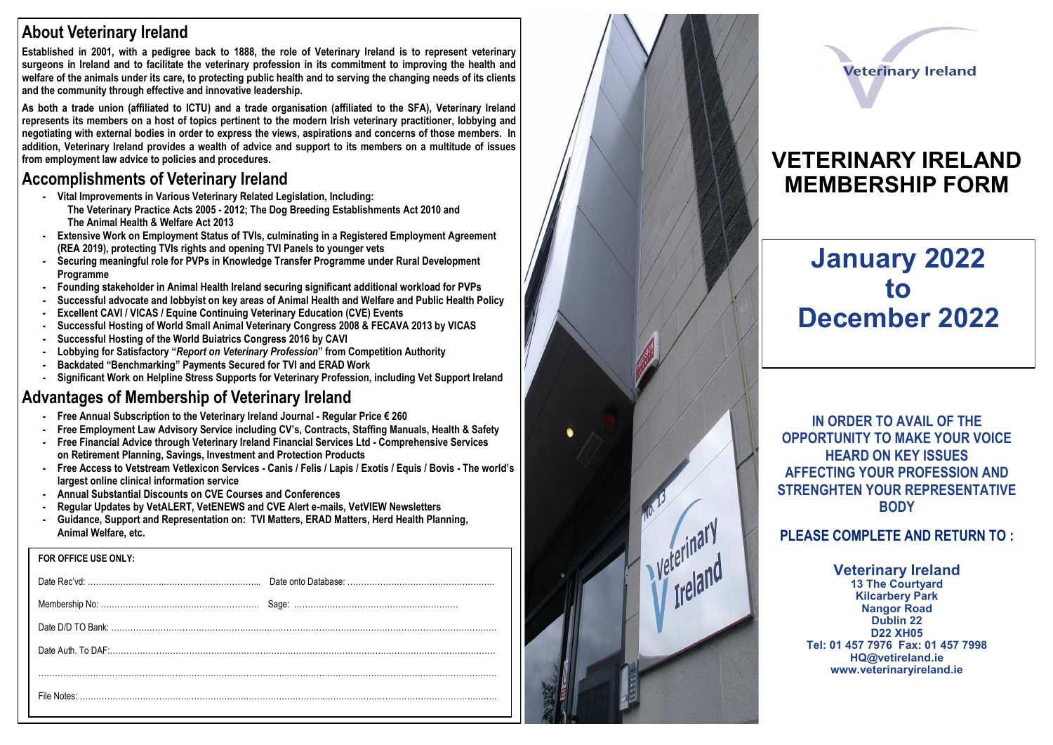## About Veterinary Ireland

**Established in 2001, with a pedigree back to 1888, the role of Veterinary Ireland is to represent veterinary surgeons in Ireland and to facilitate the veterinary profession in its commitment to improving the health and welfare of the animals under its care, to protecting public health and to serving the changing needs of its clients and the community through effective and innovative leadership.**

**As both a trade union (affiliated to ICTU) and a trade organisation (affiliated to the SFA), Veterinary Ireland represents its members on a host of topics pertinent to the modern Irish veterinary practitioner, lobbying and negotiating with external bodies in order to express the views, aspirations and concerns of those members. In addition, Veterinary Ireland provides a wealth of advice and support to its members on a multitude of issues from employment law advice to policies and procedures.**

## Accomplishments of Veterinary Ireland

- **Vital Improvements in Various Veterinary Related Legislation, Including: The Veterinary Practice Acts 2005 - 2012; The Dog Breeding Establishments Act 2010 and The Animal Health & Welfare Act 2013**
- **Extensive Work on Employment Status of TVIs, culminating in a Registered Employment Agreement (REA 2019), protecting TVIs rights and opening TVI Panels to younger vets**
- **Securing meaningful role for PVPs in Knowledge Transfer Programme under Rural Development Programme**
- **Founding stakeholder in Animal Health Ireland securing significant additional workload for PVPs**
- **Successful advocate and lobbyist on key areas of Animal Health and Welfare and Public Health Policy**
- **Excellent CAVI / VICAS / Equine Continuing Veterinary Education (CVE) Events**
- **Successful Hosting of World Small Animal Veterinary Congress 2008 & FECAVA 2013 by VICAS**
- **Successful Hosting of the World Buiatrics Congress 2016 by CAVI**
- **Lobbying for Satisfactory "*Report on Veterinary Profession*" from Competition Authority**
- **Backdated "Benchmarking" Payments Secured for TVI and ERAD Work**
- **Significant Work on Helpline Stress Supports for Veterinary Profession, including Vet Support Ireland**

## Advantages of Membership of Veterinary Ireland

- **Free Annual Subscription to the Veterinary Ireland Journal - Regular Price € 260**
- **Free Employment Law Advisory Service including CV's, Contracts, Staffing Manuals, Health & Safety**
- **Free Financial Advice through Veterinary Ireland Financial Services Ltd - Comprehensive Services on Retirement Planning, Savings, Investment and Protection Products**
- **Free Access to Vetstream Vetlexicon Services - Canis / Felis / Lapis / Exotis / Equis / Bovis - The world's largest online clinical information service**
- **Annual Substantial Discounts on CVE Courses and Conferences**
- **Regular Updates by VetALERT, VetENEWS and CVE Alert e-mails, VetVIEW Newsletters**
- **Guidance, Support and Representation on: TVI Matters, ERAD Matters, Herd Health Planning, Animal Welfare, etc.**

**FOR OFFICE USE ONLY:**

Date Rec'vd: ............................................................... Date onto Database: .....................................................

Membership No: ......................................................... Sage: ...........................................................

Date D/D TO Bank: ..............................................................................................................................................

Date Auth. To DAF:..............................................................................................................................................

.........................................................................................................................................................................

File Notes: ..........................................................................................................................................................

Veterinary Ireland

# VETERINARY IRELAND MEMBERSHIP FORM

# January 2022 to December 2022

**IN ORDER TO AVAIL OF THE OPPORTUNITY TO MAKE YOUR VOICE HEARD ON KEY ISSUES AFFECTING YOUR PROFESSION AND STRENGHTEN YOUR REPRESENTATIVE BODY**

**PLEASE COMPLETE AND RETURN TO :**

**Veterinary Ireland**
**13 The Courtyard**
**Kilcarbery Park**
**Nangor Road**
**Dublin 22**
**D22 XH05**
**Tel: 01 457 7976 Fax: 01 457 7998**
**HQ@vetireland.ie**
**www.veterinaryireland.ie**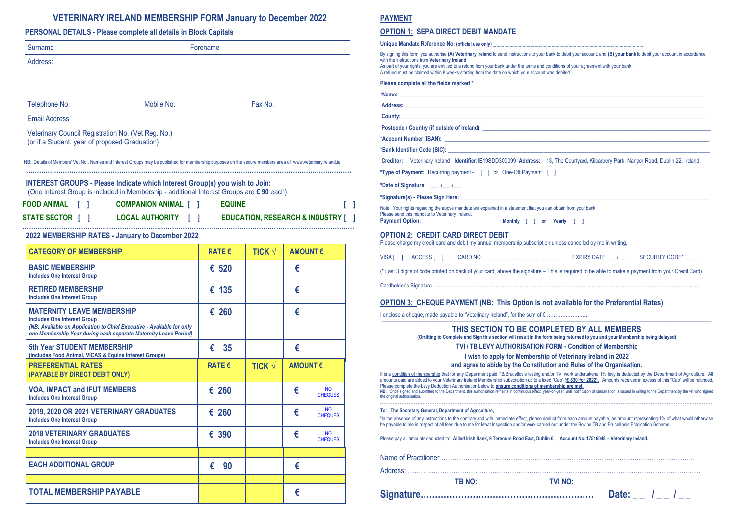# VETERINARY IRELAND MEMBERSHIP FORM January to December 2022

**PERSONAL DETAILS - Please complete all details in Block Capitals**

Surname　　　　　　　　　　　　　　　Forename

Address:

Telephone No.　　　　　　Mobile No.　　　　　　Fax No.

Email Address

Veterinary Council Registration No. (Vet Reg. No.)
(or if a Student, year of proposed Graduation)

NB: Details of Members' Vet No., Names and Interest Groups may be published for membership purposes on the secure members area of www.veterinaryireland.ie

**INTEREST GROUPS - Please Indicate which Interest Group(s) you wish to Join:**
(One Interest Group is included in Membership - additional Interest Groups are **€ 90** each)

**FOOD ANIMAL [ ]**　**COMPANION ANIMAL [ ]**　**EQUINE [ ]**

**STATE SECTOR [ ]**　**LOCAL AUTHORITY [ ]**　**EDUCATION, RESEARCH & INDUSTRY [ ]**

**2022 MEMBERSHIP RATES - January to December 2022**

| CATEGORY OF MEMBERSHIP | RATE € | TICK √ | AMOUNT € |
|---|---|---|---|
| **BASIC MEMBERSHIP** Includes One Interest Group | € 520 | | € |
| **RETIRED MEMBERSHIP** Includes One Interest Group | € 135 | | € |
| **MATERNITY LEAVE MEMBERSHIP** Includes One Interest Group *(NB: Available on Application to Chief Executive - Available for only one Membership Year during each separate Maternity Leave Period)* | € 260 | | € |
| **5th Year STUDENT MEMBERSHIP** (Includes Food Animal, VICAS & Equine Interest Groups) | € 35 | | € |
| **PREFERENTIAL RATES (PAYABLE BY DIRECT DEBIT ONLY)** | **RATE €** | **TICK √** | **AMOUNT €** |
| **VOA, IMPACT and IFUT MEMBERS** Includes One Interest Group | € 260 | | € NO CHEQUES |
| **2019, 2020 OR 2021 VETERINARY GRADUATES** Includes One Interest Group | € 260 | | € NO CHEQUES |
| **2018 VETERINARY GRADUATES** Includes One Interest Group | € 390 | | € NO CHEQUES |
| | | | |
| **EACH ADDITIONAL GROUP** | € 90 | | € |
| | | | |
| **TOTAL MEMBERSHIP PAYABLE** | | | € |

## PAYMENT

### OPTION 1: SEPA DIRECT DEBIT MANDATE

**Unique Mandate Reference No: (official use only)** _ _ _ _ _ _ _ _ _ _ _ _ _ _ _ _ _ _ _ _ _ _ _ _ _ _ _ _ _ _ _ _ _ _ _

By signing this form, you authorise **(A) Veterinary Ireland** to send instructions to your bank to debit your account, and **(B) your bank** to debit your account in accordance with the instructions from **Veterinary Ireland**.
As part of your rights, you are entitled to a refund from your bank under the terms and conditions of your agreement with your bank.
A refund must be claimed within 8 weeks starting from the date on which your account was debited.

**Please complete all the fields marked ***

***Name:**

**Address:**

**County:**

**Postcode / Country (if outside of Ireland):**

***Account Number (IBAN):**

***Bank Identifier Code (BIC):**

**Creditor:** Veterinary Ireland **Identifier:** IE19SDD300099 **Address:** 13, The Courtyard, Kilcarbery Park, Nangor Road, Dublin 22, Ireland.

***Type of Payment:** Recurring payment - [ ] or One-Off Payment [ ]

***Date of Signature:** _ _ / _ _ / _ _

***Signature(s) - Please Sign Here:**

Note: Your rights regarding the above mandate are explained in a statement that you can obtain from your bank.
Please send this mandate to Veterinary Ireland.

**Payment Option:**　**Monthly [ ] or Yearly [ ]**

### OPTION 2: CREDIT CARD DIRECT DEBIT

Please charge my credit card and debit my annual membership subscription unless cancelled by me in writing.

VISA [ ]　ACCESS [ ]　CARD NO. _ _ _ _ _ _ _ _ _ _ _ _ _ _ _ _　EXPIRY DATE _ _ / _ _　SECURITY CODE* _ _ _

(* Last 3 digits of code printed on back of your card, above the signature – This is required to be able to make a payment from your Credit Card)

Cardholder's Signature ……………………………………………………………………………………

### OPTION 3: CHEQUE PAYMENT (NB: This Option is not available for the Preferential Rates)

I enclose a cheque, made payable to "Veterinary Ireland", for the sum of € ……………………

## THIS SECTION TO BE COMPLETED BY ALL MEMBERS

**(Omitting to Complete and Sign this section will result in the form being returned to you and your Membership being delayed)**

**TVI / TB LEVY AUTHORISATION FORM - Condition of Membership**

**I wish to apply for Membership of Veterinary Ireland in 2022**

**and agree to abide by the Constitution and Rules of the Organisation.**

It is a condition of membership that for any Department paid TB/Brucellosis testing and/or TVI work undertaken a 1% levy is deducted by the Department of Agriculture. All amounts paid are added to your Veterinary Ireland Membership subscription up to a fixed "Cap" (**€ 830 for 2022**). Amounts received in excess of this "Cap" will be refunded.
Please complete the Levy Deduction Authorisation below to **ensure conditions of membership are met.**
**NB:** Once signed and submitted to the Department, this authorisation remains in continuous effect, year-on-year, until notification of cancellation is issued in writing to the Department by the vet who signed the original authorisation.

**To: The Secretary General, Department of Agriculture,**

"In the absence of any instructions to the contrary and with immediate effect, please deduct from each amount payable, an amount representing 1% of what would otherwise be payable to me in respect of all fees due to me for Meat Inspection and/or work carried out under the Bovine TB and Brucellosis Eradication Scheme.

Please pay all amounts deducted to: **Allied Irish Bank, 9 Terenure Road East, Dublin 6. Account No. 17516048 – Veterinary Ireland.**

Name of Practitioner ……………………………………………………………………………

Address: …………………………………………………………………………………………

**TB NO:** _ _ _ _ _ _　**TVI NO:** _ _ _ _ _ _ _ _ _ _ _ _

**Signature……………………………………………………**　**Date: _ _ / _ _ / _ _**